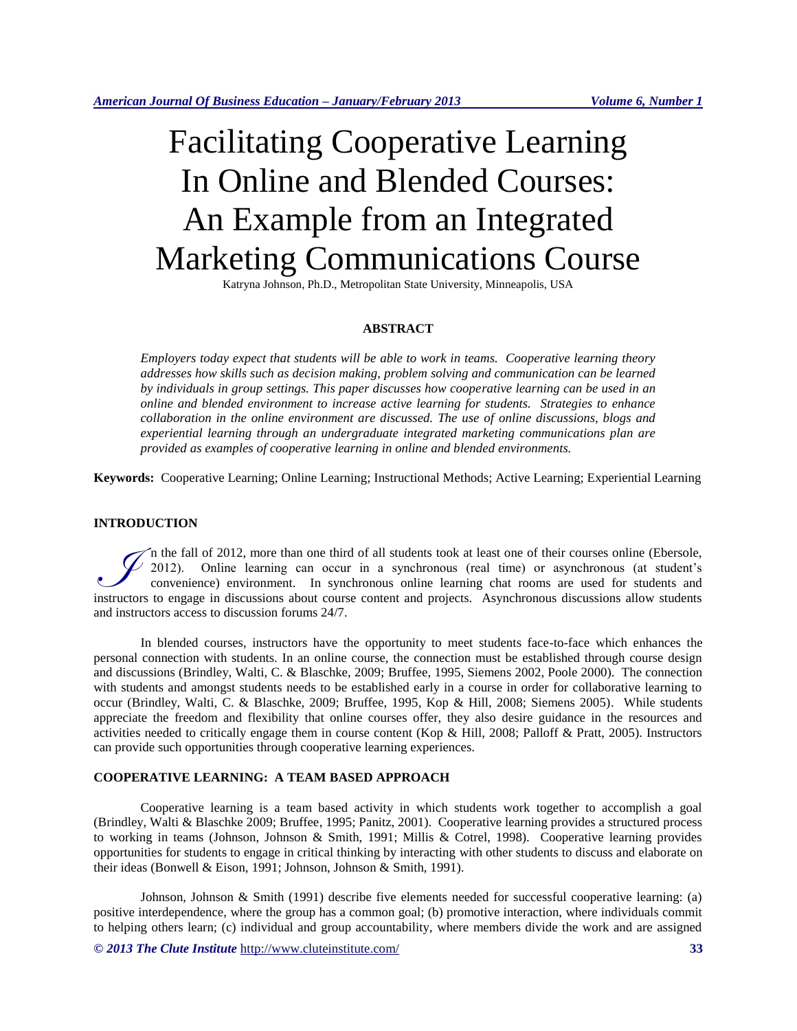# Facilitating Cooperative Learning In Online and Blended Courses: An Example from an Integrated Marketing Communications Course

Katryna Johnson, Ph.D., Metropolitan State University, Minneapolis, USA

## ABSTRACT

*Employers today expect that students will be able to work in teams. Cooperative learning theory addresses how skills such as decision making, problem solving and communication can be learned by individuals in group settings. This paper discusses how cooperative learning can be used in an online and blended environment to increase active learning for students. Strategies to enhance collaboration in the online environment are discussed. The use of online discussions, blogs and experiential learning through an undergraduate integrated marketing communications plan are provided as examples of cooperative learning in online and blended environments.*

**Keywords:** Cooperative Learning; Online Learning; Instructional Methods; Active Learning; Experiential Learning

## INTRODUCTION

In the fall of 2012, more than one third of all students took at least one of their courses online (Ebersole, 2012). Online learning can occur in a synchronous (real time) or asynchronous (at student's convenience) environment. In synchronous online learning chat rooms are used for students and instructors to engage in discussions about course content and projects. Asynchronous discussions allow students and instructors access to discussion forums 24/7.

In blended courses, instructors have the opportunity to meet students face-to-face which enhances the personal connection with students. In an online course, the connection must be established through course design and discussions (Brindley, Walti, C. & Blaschke, 2009; Bruffee, 1995, Siemens 2002, Poole 2000). The connection with students and amongst students needs to be established early in a course in order for collaborative learning to occur (Brindley, Walti, C. & Blaschke, 2009; Bruffee, 1995, Kop & Hill, 2008; Siemens 2005). While students appreciate the freedom and flexibility that online courses offer, they also desire guidance in the resources and activities needed to critically engage them in course content (Kop & Hill, 2008; Palloff & Pratt, 2005). Instructors can provide such opportunities through cooperative learning experiences.

## COOPERATIVE LEARNING: A TEAM BASED APPROACH

Cooperative learning is a team based activity in which students work together to accomplish a goal (Brindley, Walti & Blaschke 2009; Bruffee, 1995; Panitz, 2001). Cooperative learning provides a structured process to working in teams (Johnson, Johnson & Smith, 1991; Millis & Cotrel, 1998). Cooperative learning provides opportunities for students to engage in critical thinking by interacting with other students to discuss and elaborate on their ideas (Bonwell & Eison, 1991; Johnson, Johnson & Smith, 1991).

Johnson, Johnson & Smith (1991) describe five elements needed for successful cooperative learning: (a) positive interdependence, where the group has a common goal; (b) promotive interaction, where individuals commit to helping others learn; (c) individual and group accountability, where members divide the work and are assigned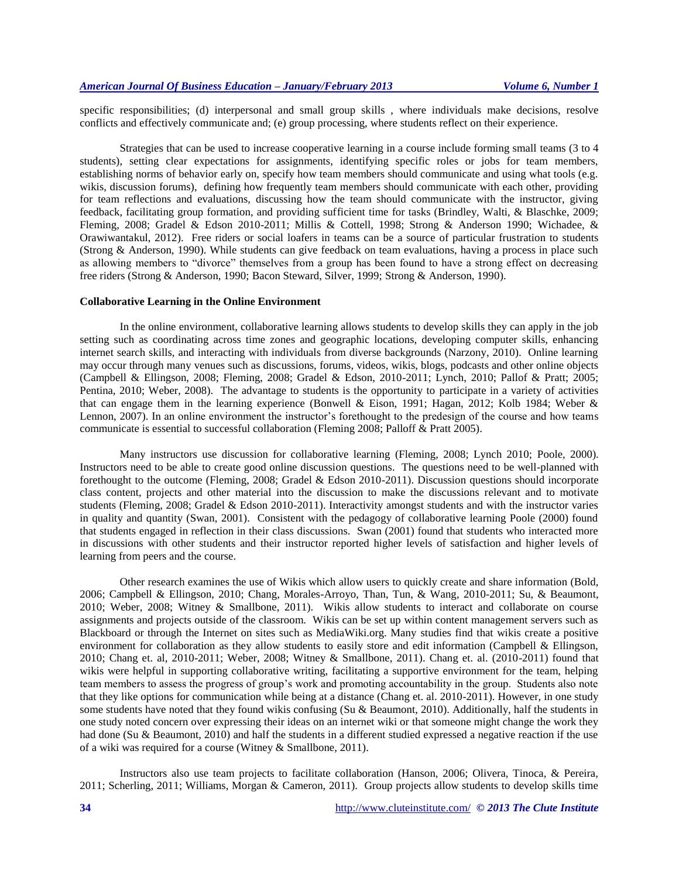specific responsibilities; (d) interpersonal and small group skills , where individuals make decisions, resolve conflicts and effectively communicate and; (e) group processing, where students reflect on their experience.

Strategies that can be used to increase cooperative learning in a course include forming small teams (3 to 4 students), setting clear expectations for assignments, identifying specific roles or jobs for team members, establishing norms of behavior early on, specify how team members should communicate and using what tools (e.g. wikis, discussion forums), defining how frequently team members should communicate with each other, providing for team reflections and evaluations, discussing how the team should communicate with the instructor, giving feedback, facilitating group formation, and providing sufficient time for tasks (Brindley, Walti, & Blaschke, 2009; Fleming, 2008; Gradel & Edson 2010-2011; Millis & Cottell, 1998; Strong & Anderson 1990; Wichadee, & Orawiwantakul, 2012). Free riders or social loafers in teams can be a source of particular frustration to students (Strong & Anderson, 1990). While students can give feedback on team evaluations, having a process in place such as allowing members to "divorce" themselves from a group has been found to have a strong effect on decreasing free riders (Strong & Anderson, 1990; Bacon Steward, Silver, 1999; Strong & Anderson, 1990).

**Collaborative Learning in the Online Environment**

In the online environment, collaborative learning allows students to develop skills they can apply in the job setting such as coordinating across time zones and geographic locations, developing computer skills, enhancing internet search skills, and interacting with individuals from diverse backgrounds (Narzony, 2010). Online learning may occur through many venues such as discussions, forums, videos, wikis, blogs, podcasts and other online objects (Campbell & Ellingson, 2008; Fleming, 2008; Gradel & Edson, 2010-2011; Lynch, 2010; Pallof & Pratt; 2005; Pentina, 2010; Weber, 2008). The advantage to students is the opportunity to participate in a variety of activities that can engage them in the learning experience (Bonwell & Eison, 1991; Hagan, 2012; Kolb 1984; Weber & Lennon, 2007). In an online environment the instructor's forethought to the predesign of the course and how teams communicate is essential to successful collaboration (Fleming 2008; Palloff & Pratt 2005).

Many instructors use discussion for collaborative learning (Fleming, 2008; Lynch 2010; Poole, 2000). Instructors need to be able to create good online discussion questions. The questions need to be well-planned with forethought to the outcome (Fleming, 2008; Gradel & Edson 2010-2011). Discussion questions should incorporate class content, projects and other material into the discussion to make the discussions relevant and to motivate students (Fleming, 2008; Gradel & Edson 2010-2011). Interactivity amongst students and with the instructor varies in quality and quantity (Swan, 2001). Consistent with the pedagogy of collaborative learning Poole (2000) found that students engaged in reflection in their class discussions. Swan (2001) found that students who interacted more in discussions with other students and their instructor reported higher levels of satisfaction and higher levels of learning from peers and the course.

Other research examines the use of Wikis which allow users to quickly create and share information (Bold, 2006; Campbell & Ellingson, 2010; Chang, Morales-Arroyo, Than, Tun, & Wang, 2010-2011; Su, & Beaumont, 2010; Weber, 2008; Witney & Smallbone, 2011). Wikis allow students to interact and collaborate on course assignments and projects outside of the classroom. Wikis can be set up within content management servers such as Blackboard or through the Internet on sites such as MediaWiki.org. Many studies find that wikis create a positive environment for collaboration as they allow students to easily store and edit information (Campbell & Ellingson, 2010; Chang et. al, 2010-2011; Weber, 2008; Witney & Smallbone, 2011). Chang et. al. (2010-2011) found that wikis were helpful in supporting collaborative writing, facilitating a supportive environment for the team, helping team members to assess the progress of group's work and promoting accountability in the group. Students also note that they like options for communication while being at a distance (Chang et. al. 2010-2011). However, in one study some students have noted that they found wikis confusing (Su & Beaumont, 2010). Additionally, half the students in one study noted concern over expressing their ideas on an internet wiki or that someone might change the work they had done (Su & Beaumont, 2010) and half the students in a different studied expressed a negative reaction if the use of a wiki was required for a course (Witney & Smallbone, 2011).

Instructors also use team projects to facilitate collaboration (Hanson, 2006; Olivera, Tinoca, & Pereira, 2011; Scherling, 2011; Williams, Morgan & Cameron, 2011). Group projects allow students to develop skills time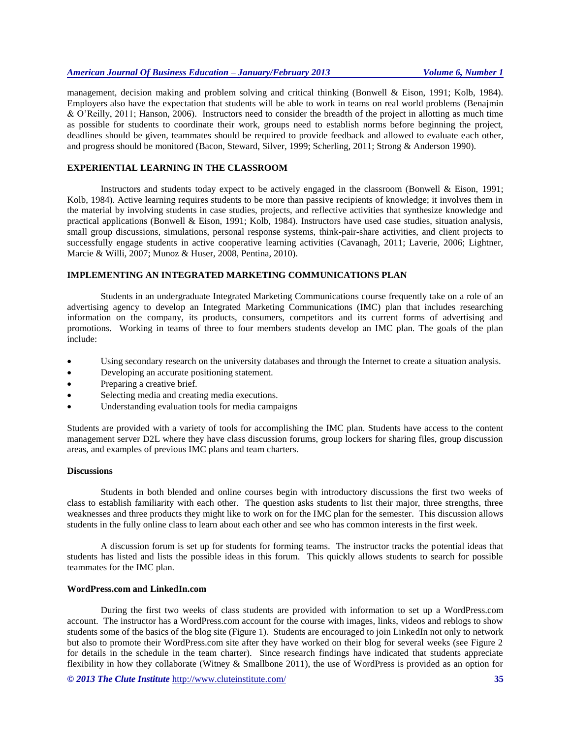management, decision making and problem solving and critical thinking (Bonwell & Eison, 1991; Kolb, 1984). Employers also have the expectation that students will be able to work in teams on real world problems (Benajmin & O'Reilly, 2011; Hanson, 2006). Instructors need to consider the breadth of the project in allotting as much time as possible for students to coordinate their work, groups need to establish norms before beginning the project, deadlines should be given, teammates should be required to provide feedback and allowed to evaluate each other, and progress should be monitored (Bacon, Steward, Silver, 1999; Scherling, 2011; Strong & Anderson 1990).

## EXPERIENTIAL LEARNING IN THE CLASSROOM

Instructors and students today expect to be actively engaged in the classroom (Bonwell & Eison, 1991; Kolb, 1984). Active learning requires students to be more than passive recipients of knowledge; it involves them in the material by involving students in case studies, projects, and reflective activities that synthesize knowledge and practical applications (Bonwell & Eison, 1991; Kolb, 1984). Instructors have used case studies, situation analysis, small group discussions, simulations, personal response systems, think-pair-share activities, and client projects to successfully engage students in active cooperative learning activities (Cavanagh, 2011; Laverie, 2006; Lightner, Marcie & Willi, 2007; Munoz & Huser, 2008, Pentina, 2010).

## IMPLEMENTING AN INTEGRATED MARKETING COMMUNICATIONS PLAN

Students in an undergraduate Integrated Marketing Communications course frequently take on a role of an advertising agency to develop an Integrated Marketing Communications (IMC) plan that includes researching information on the company, its products, consumers, competitors and its current forms of advertising and promotions. Working in teams of three to four members students develop an IMC plan. The goals of the plan include:

- Using secondary research on the university databases and through the Internet to create a situation analysis.
- Developing an accurate positioning statement.
- Preparing a creative brief.
- Selecting media and creating media executions.
- Understanding evaluation tools for media campaigns

Students are provided with a variety of tools for accomplishing the IMC plan. Students have access to the content management server D2L where they have class discussion forums, group lockers for sharing files, group discussion areas, and examples of previous IMC plans and team charters.

### Discussions

Students in both blended and online courses begin with introductory discussions the first two weeks of class to establish familiarity with each other. The question asks students to list their major, three strengths, three weaknesses and three products they might like to work on for the IMC plan for the semester. This discussion allows students in the fully online class to learn about each other and see who has common interests in the first week.

A discussion forum is set up for students for forming teams. The instructor tracks the potential ideas that students has listed and lists the possible ideas in this forum. This quickly allows students to search for possible teammates for the IMC plan.

### WordPress.com and LinkedIn.com

During the first two weeks of class students are provided with information to set up a WordPress.com account. The instructor has a WordPress.com account for the course with images, links, videos and reblogs to show students some of the basics of the blog site (Figure 1). Students are encouraged to join LinkedIn not only to network but also to promote their WordPress.com site after they have worked on their blog for several weeks (see Figure 2 for details in the schedule in the team charter). Since research findings have indicated that students appreciate flexibility in how they collaborate (Witney & Smallbone 2011), the use of WordPress is provided as an option for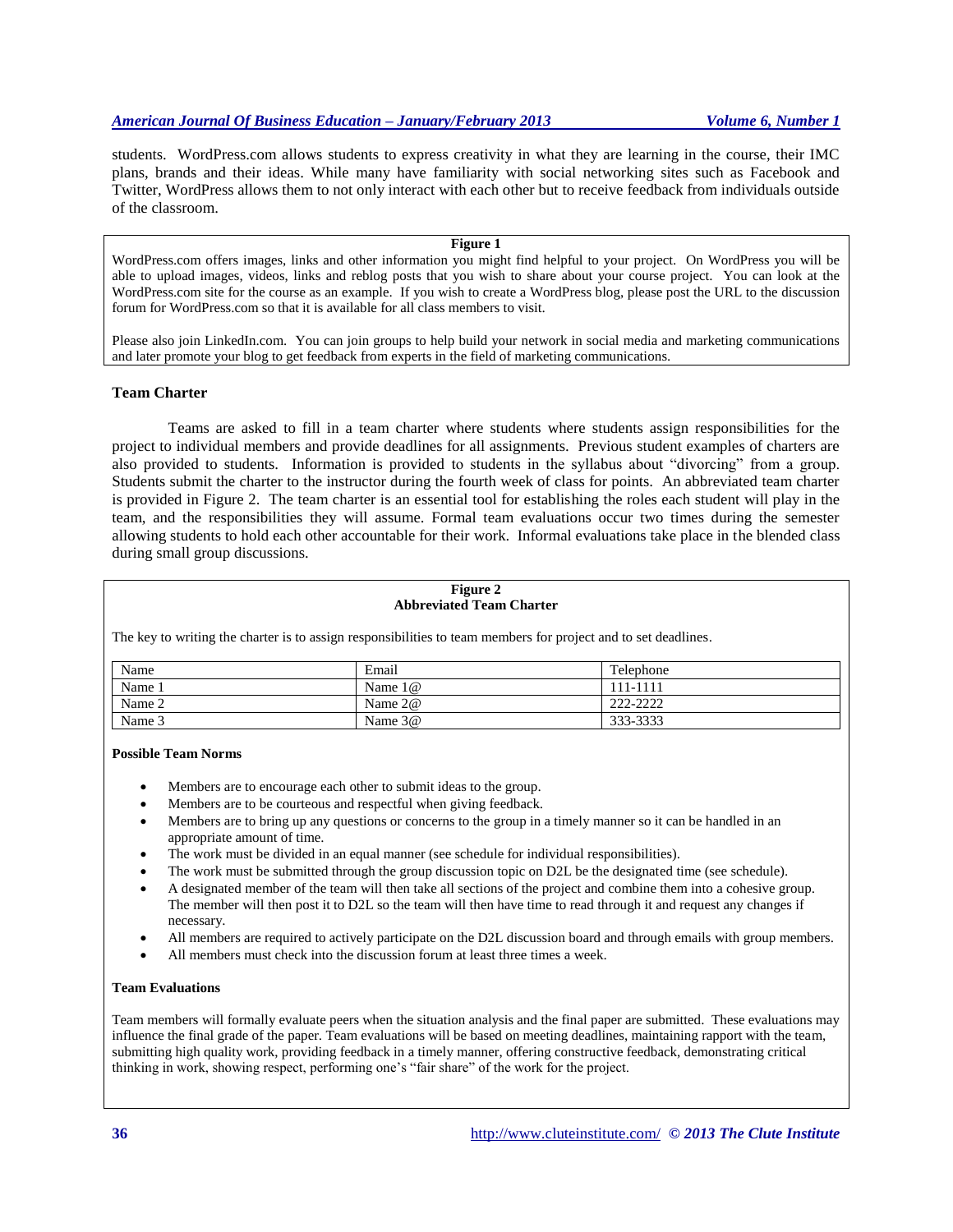students. WordPress.com allows students to express creativity in what they are learning in the course, their IMC plans, brands and their ideas. While many have familiarity with social networking sites such as Facebook and Twitter, WordPress allows them to not only interact with each other but to receive feedback from individuals outside of the classroom.

**Figure 1**

WordPress.com offers images, links and other information you might find helpful to your project. On WordPress you will be able to upload images, videos, links and reblog posts that you wish to share about your course project. You can look at the WordPress.com site for the course as an example. If you wish to create a WordPress blog, please post the URL to the discussion forum for WordPress.com so that it is available for all class members to visit.

Please also join LinkedIn.com. You can join groups to help build your network in social media and marketing communications and later promote your blog to get feedback from experts in the field of marketing communications.

### Team Charter

Teams are asked to fill in a team charter where students where students assign responsibilities for the project to individual members and provide deadlines for all assignments. Previous student examples of charters are also provided to students. Information is provided to students in the syllabus about "divorcing" from a group. Students submit the charter to the instructor during the fourth week of class for points. An abbreviated team charter is provided in Figure 2. The team charter is an essential tool for establishing the roles each student will play in the team, and the responsibilities they will assume. Formal team evaluations occur two times during the semester allowing students to hold each other accountable for their work. Informal evaluations take place in the blended class during small group discussions.

**Figure 2**
**Abbreviated Team Charter**

The key to writing the charter is to assign responsibilities to team members for project and to set deadlines.

| Name | Email | Telephone |
|---|---|---|
| Name 1 | Name 1@ | 111-1111 |
| Name 2 | Name 2@ | 222-2222 |
| Name 3 | Name 3@ | 333-3333 |

**Possible Team Norms**

- Members are to encourage each other to submit ideas to the group.
- Members are to be courteous and respectful when giving feedback.
- Members are to bring up any questions or concerns to the group in a timely manner so it can be handled in an appropriate amount of time.
- The work must be divided in an equal manner (see schedule for individual responsibilities).
- The work must be submitted through the group discussion topic on D2L be the designated time (see schedule).
- A designated member of the team will then take all sections of the project and combine them into a cohesive group. The member will then post it to D2L so the team will then have time to read through it and request any changes if necessary.
- All members are required to actively participate on the D2L discussion board and through emails with group members.
- All members must check into the discussion forum at least three times a week.

**Team Evaluations**

Team members will formally evaluate peers when the situation analysis and the final paper are submitted. These evaluations may influence the final grade of the paper. Team evaluations will be based on meeting deadlines, maintaining rapport with the team, submitting high quality work, providing feedback in a timely manner, offering constructive feedback, demonstrating critical thinking in work, showing respect, performing one's "fair share" of the work for the project.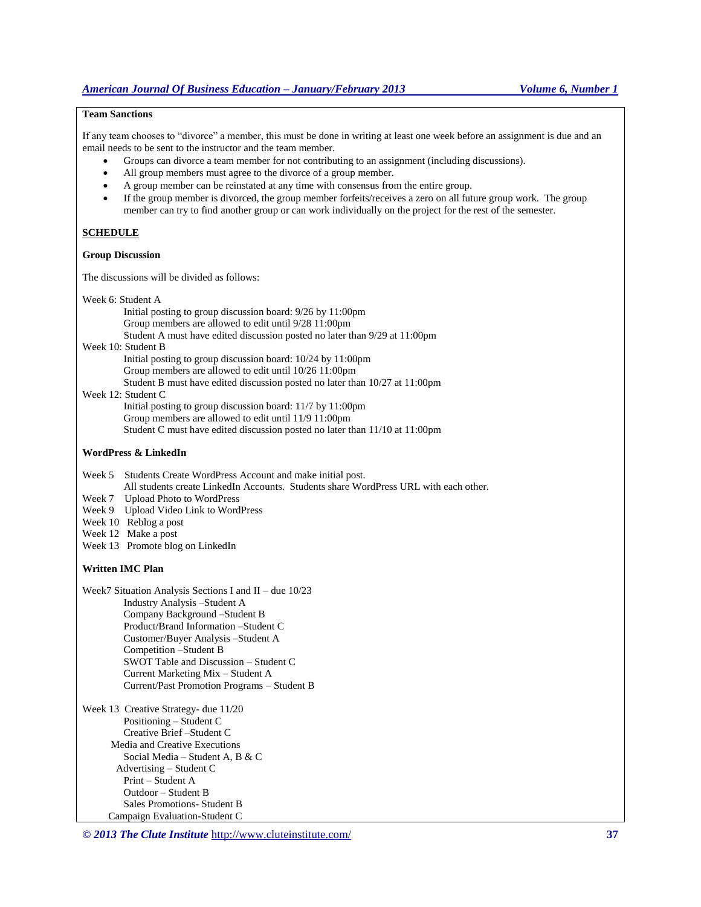**Team Sanctions**

If any team chooses to "divorce" a member, this must be done in writing at least one week before an assignment is due and an email needs to be sent to the instructor and the team member.

- Groups can divorce a team member for not contributing to an assignment (including discussions).
- All group members must agree to the divorce of a group member.
- A group member can be reinstated at any time with consensus from the entire group.
- If the group member is divorced, the group member forfeits/receives a zero on all future group work. The group member can try to find another group or can work individually on the project for the rest of the semester.

**SCHEDULE**

**Group Discussion**

The discussions will be divided as follows:

Week 6: Student A
 Initial posting to group discussion board: 9/26 by 11:00pm
 Group members are allowed to edit until 9/28 11:00pm
 Student A must have edited discussion posted no later than 9/29 at 11:00pm

Week 10: Student B
 Initial posting to group discussion board: 10/24 by 11:00pm
 Group members are allowed to edit until 10/26 11:00pm
 Student B must have edited discussion posted no later than 10/27 at 11:00pm

Week 12: Student C
 Initial posting to group discussion board: 11/7 by 11:00pm
 Group members are allowed to edit until 11/9 11:00pm
 Student C must have edited discussion posted no later than 11/10 at 11:00pm

**WordPress & LinkedIn**

Week 5 Students Create WordPress Account and make initial post.
 All students create LinkedIn Accounts. Students share WordPress URL with each other.
Week 7 Upload Photo to WordPress
Week 9 Upload Video Link to WordPress
Week 10 Reblog a post
Week 12 Make a post
Week 13 Promote blog on LinkedIn

**Written IMC Plan**

Week7 Situation Analysis Sections I and II – due 10/23
 Industry Analysis –Student A
 Company Background –Student B
 Product/Brand Information –Student C
 Customer/Buyer Analysis –Student A
 Competition –Student B
 SWOT Table and Discussion – Student C
 Current Marketing Mix – Student A
 Current/Past Promotion Programs – Student B

Week 13 Creative Strategy- due 11/20
 Positioning – Student C
 Creative Brief –Student C
 Media and Creative Executions
 Social Media – Student A, B & C
 Advertising – Student C
 Print – Student A
 Outdoor – Student B
 Sales Promotions- Student B
 Campaign Evaluation-Student C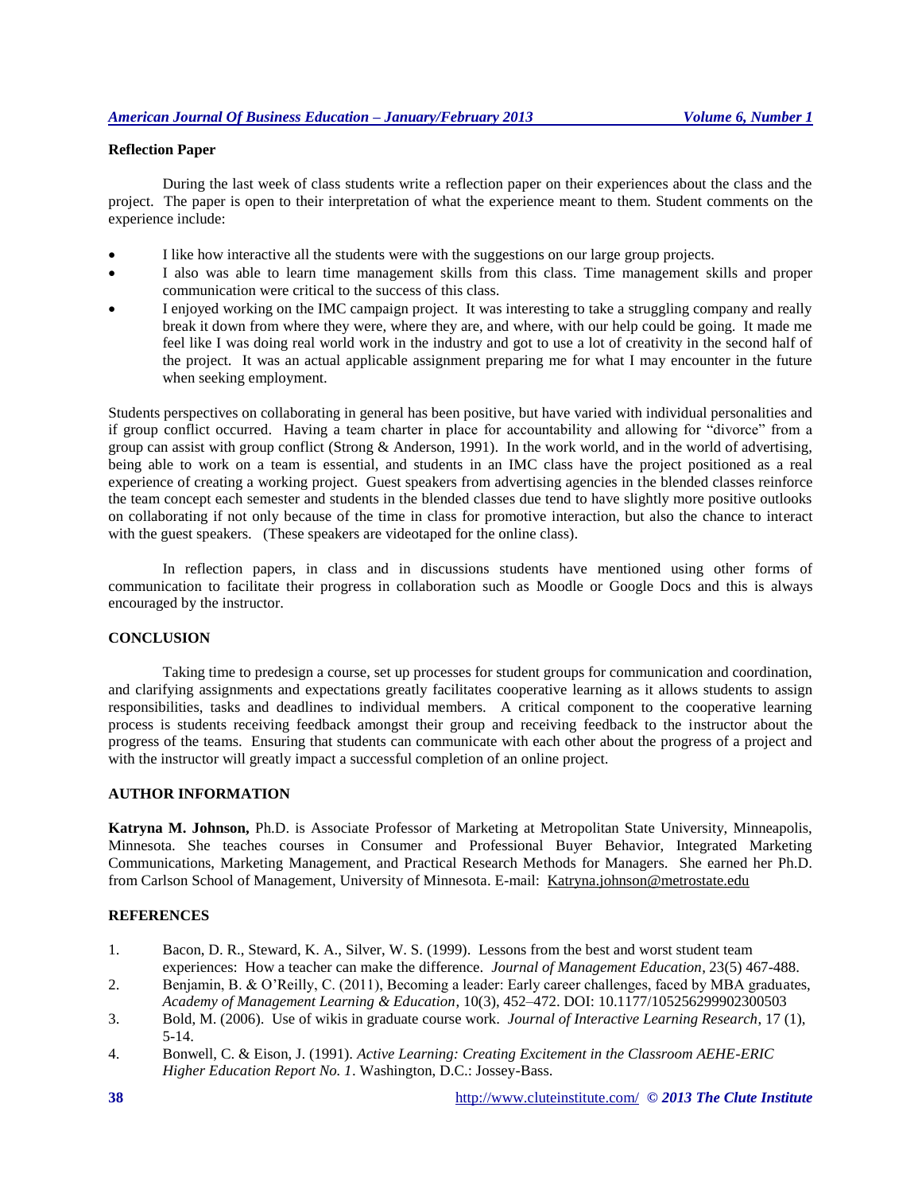**Reflection Paper**

During the last week of class students write a reflection paper on their experiences about the class and the project. The paper is open to their interpretation of what the experience meant to them. Student comments on the experience include:

- I like how interactive all the students were with the suggestions on our large group projects.
- I also was able to learn time management skills from this class. Time management skills and proper communication were critical to the success of this class.
- I enjoyed working on the IMC campaign project. It was interesting to take a struggling company and really break it down from where they were, where they are, and where, with our help could be going. It made me feel like I was doing real world work in the industry and got to use a lot of creativity in the second half of the project. It was an actual applicable assignment preparing me for what I may encounter in the future when seeking employment.

Students perspectives on collaborating in general has been positive, but have varied with individual personalities and if group conflict occurred. Having a team charter in place for accountability and allowing for "divorce" from a group can assist with group conflict (Strong & Anderson, 1991). In the work world, and in the world of advertising, being able to work on a team is essential, and students in an IMC class have the project positioned as a real experience of creating a working project. Guest speakers from advertising agencies in the blended classes reinforce the team concept each semester and students in the blended classes due tend to have slightly more positive outlooks on collaborating if not only because of the time in class for promotive interaction, but also the chance to interact with the guest speakers. (These speakers are videotaped for the online class).

In reflection papers, in class and in discussions students have mentioned using other forms of communication to facilitate their progress in collaboration such as Moodle or Google Docs and this is always encouraged by the instructor.

## CONCLUSION

Taking time to predesign a course, set up processes for student groups for communication and coordination, and clarifying assignments and expectations greatly facilitates cooperative learning as it allows students to assign responsibilities, tasks and deadlines to individual members. A critical component to the cooperative learning process is students receiving feedback amongst their group and receiving feedback to the instructor about the progress of the teams. Ensuring that students can communicate with each other about the progress of a project and with the instructor will greatly impact a successful completion of an online project.

## AUTHOR INFORMATION

**Katryna M. Johnson,** Ph.D. is Associate Professor of Marketing at Metropolitan State University, Minneapolis, Minnesota. She teaches courses in Consumer and Professional Buyer Behavior, Integrated Marketing Communications, Marketing Management, and Practical Research Methods for Managers. She earned her Ph.D. from Carlson School of Management, University of Minnesota. E-mail: Katryna.johnson@metrostate.edu

## REFERENCES

1. Bacon, D. R., Steward, K. A., Silver, W. S. (1999). Lessons from the best and worst student team experiences: How a teacher can make the difference. *Journal of Management Education*, 23(5) 467-488.
2. Benjamin, B. & O'Reilly, C. (2011), Becoming a leader: Early career challenges, faced by MBA graduates, *Academy of Management Learning & Education*, 10(3), 452–472. DOI: 10.1177/105256299902300503
3. Bold, M. (2006). Use of wikis in graduate course work. *Journal of Interactive Learning Research*, 17 (1), 5-14.
4. Bonwell, C. & Eison, J. (1991). *Active Learning: Creating Excitement in the Classroom AEHE-ERIC Higher Education Report No. 1*. Washington, D.C.: Jossey-Bass.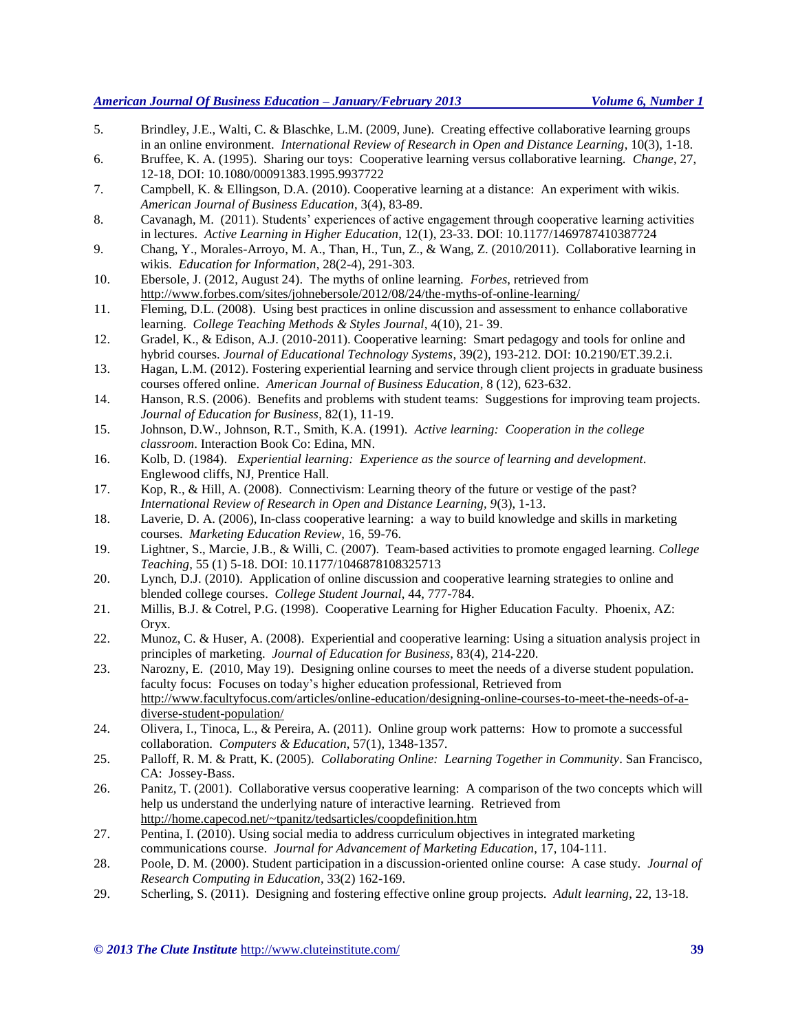5. Brindley, J.E., Walti, C. & Blaschke, L.M. (2009, June). Creating effective collaborative learning groups in an online environment. *International Review of Research in Open and Distance Learning*, 10(3), 1-18.
6. Bruffee, K. A. (1995). Sharing our toys: Cooperative learning versus collaborative learning. *Change*, 27, 12-18, DOI: 10.1080/00091383.1995.9937722
7. Campbell, K. & Ellingson, D.A. (2010). Cooperative learning at a distance: An experiment with wikis. *American Journal of Business Education*, 3(4), 83-89.
8. Cavanagh, M. (2011). Students' experiences of active engagement through cooperative learning activities in lectures. *Active Learning in Higher Education*, 12(1), 23-33. DOI: 10.1177/1469787410387724
9. Chang, Y., Morales-Arroyo, M. A., Than, H., Tun, Z., & Wang, Z. (2010/2011). Collaborative learning in wikis. *Education for Information*, 28(2-4), 291-303.
10. Ebersole, J. (2012, August 24). The myths of online learning. *Forbes*, retrieved from http://www.forbes.com/sites/johnebersole/2012/08/24/the-myths-of-online-learning/
11. Fleming, D.L. (2008). Using best practices in online discussion and assessment to enhance collaborative learning. *College Teaching Methods & Styles Journal*, 4(10), 21- 39.
12. Gradel, K., & Edison, A.J. (2010-2011). Cooperative learning: Smart pedagogy and tools for online and hybrid courses. *Journal of Educational Technology Systems*, 39(2), 193-212. DOI: 10.2190/ET.39.2.i.
13. Hagan, L.M. (2012). Fostering experiential learning and service through client projects in graduate business courses offered online. *American Journal of Business Education*, 8 (12), 623-632.
14. Hanson, R.S. (2006). Benefits and problems with student teams: Suggestions for improving team projects. *Journal of Education for Business*, 82(1), 11-19.
15. Johnson, D.W., Johnson, R.T., Smith, K.A. (1991). *Active learning: Cooperation in the college classroom*. Interaction Book Co: Edina, MN.
16. Kolb, D. (1984). *Experiential learning: Experience as the source of learning and development*. Englewood cliffs, NJ, Prentice Hall.
17. Kop, R., & Hill, A. (2008). Connectivism: Learning theory of the future or vestige of the past? *International Review of Research in Open and Distance Learning, 9*(3), 1-13.
18. Laverie, D. A. (2006), In-class cooperative learning: a way to build knowledge and skills in marketing courses. *Marketing Education Review*, 16, 59-76.
19. Lightner, S., Marcie, J.B., & Willi, C. (2007). Team-based activities to promote engaged learning. *College Teaching*, 55 (1) 5-18. DOI: 10.1177/1046878108325713
20. Lynch, D.J. (2010). Application of online discussion and cooperative learning strategies to online and blended college courses. *College Student Journal*, 44, 777-784.
21. Millis, B.J. & Cotrel, P.G. (1998). Cooperative Learning for Higher Education Faculty. Phoenix, AZ: Oryx.
22. Munoz, C. & Huser, A. (2008). Experiential and cooperative learning: Using a situation analysis project in principles of marketing. *Journal of Education for Business*, 83(4), 214-220.
23. Narozny, E. (2010, May 19). Designing online courses to meet the needs of a diverse student population. faculty focus: Focuses on today's higher education professional, Retrieved from http://www.facultyfocus.com/articles/online-education/designing-online-courses-to-meet-the-needs-of-a-diverse-student-population/
24. Olivera, I., Tinoca, L., & Pereira, A. (2011). Online group work patterns: How to promote a successful collaboration. *Computers & Education*, 57(1), 1348-1357.
25. Palloff, R. M. & Pratt, K. (2005). *Collaborating Online: Learning Together in Community*. San Francisco, CA: Jossey-Bass.
26. Panitz, T. (2001). Collaborative versus cooperative learning: A comparison of the two concepts which will help us understand the underlying nature of interactive learning. Retrieved from http://home.capecod.net/~tpanitz/tedsarticles/coopdefinition.htm
27. Pentina, I. (2010). Using social media to address curriculum objectives in integrated marketing communications course. *Journal for Advancement of Marketing Education*, 17, 104-111.
28. Poole, D. M. (2000). Student participation in a discussion-oriented online course: A case study. *Journal of Research Computing in Education*, 33(2) 162-169.
29. Scherling, S. (2011). Designing and fostering effective online group projects. *Adult learning*, 22, 13-18.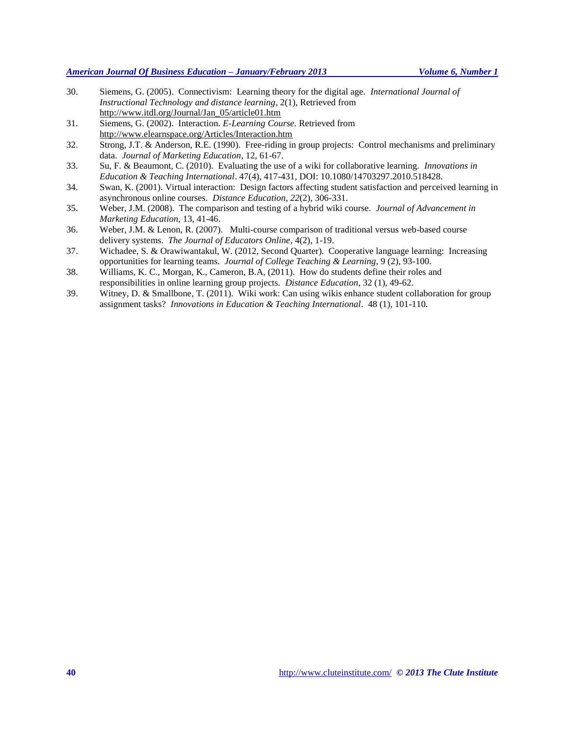30. Siemens, G. (2005). Connectivism: Learning theory for the digital age. *International Journal of Instructional Technology and distance learning*, 2(1), Retrieved from http://www.itdl.org/Journal/Jan_05/article01.htm
31. Siemens, G. (2002). Interaction. *E-Learning Course.* Retrieved from http://www.elearnspace.org/Articles/Interaction.htm
32. Strong, J.T. & Anderson, R.E. (1990). Free-riding in group projects: Control mechanisms and preliminary data. *Journal of Marketing Education*, 12, 61-67.
33. Su, F. & Beaumont, C. (2010). Evaluating the use of a wiki for collaborative learning. *Innovations in Education & Teaching International*. 47(4), 417-431, DOI: 10.1080/14703297.2010.518428.
34. Swan, K. (2001). Virtual interaction: Design factors affecting student satisfaction and perceived learning in asynchronous online courses. *Distance Education, 22*(2), 306-331.
35. Weber, J.M. (2008). The comparison and testing of a hybrid wiki course. *Journal of Advancement in Marketing Education*, 13, 41-46.
36. Weber, J.M. & Lenon, R. (2007). Multi-course comparison of traditional versus web-based course delivery systems. *The Journal of Educators Online*, 4(2), 1-19.
37. Wichadee, S. & Orawiwantakul, W. (2012, Second Quarter). Cooperative language learning: Increasing opportunities for learning teams. *Journal of College Teaching & Learning*, 9 (2), 93-100.
38. Williams, K. C., Morgan, K., Cameron, B.A, (2011). How do students define their roles and responsibilities in online learning group projects. *Distance Education*, 32 (1), 49-62.
39. Witney, D. & Smallbone, T. (2011). Wiki work: Can using wikis enhance student collaboration for group assignment tasks? *Innovations in Education & Teaching International*. 48 (1), 101-110.